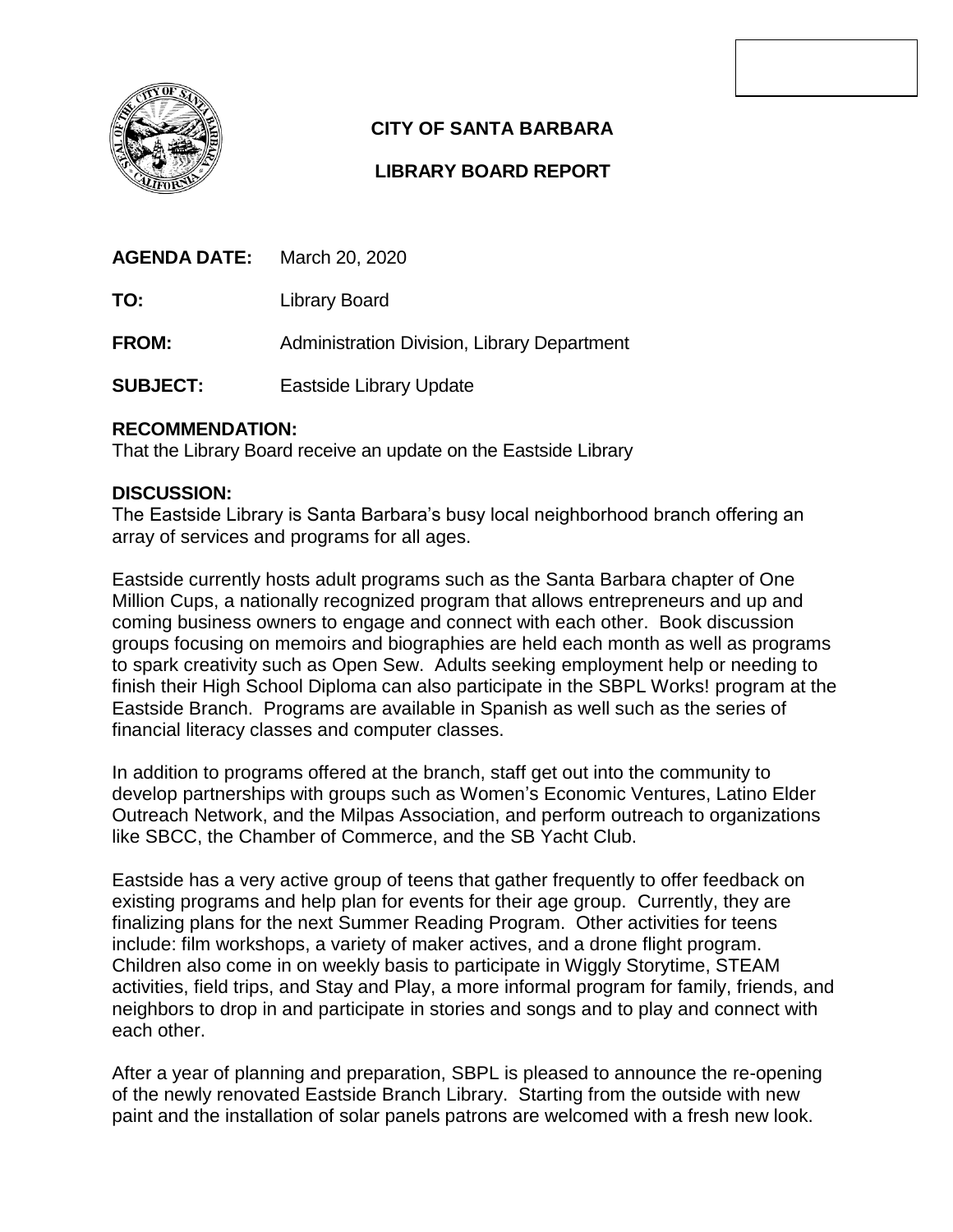**CITY OF SANTA BARBARA**

**LIBRARY BOARD REPORT**

**AGENDA DATE:** March 20, 2020

**TO:** Library Board

**FROM:** Administration Division, Library Department

**SUBJECT:** Eastside Library Update

**RECOMMENDATION:**

That the Library Board receive an update on the Eastside Library

**DISCUSSION:**

The Eastside Library is Santa Barbara's busy local neighborhood branch offering an array of services and programs for all ages.

Eastside currently hosts adult programs such as the Santa Barbara chapter of One Million Cups, a nationally recognized program that allows entrepreneurs and up and coming business owners to engage and connect with each other. Book discussion groups focusing on memoirs and biographies are held each month as well as programs to spark creativity such as Open Sew. Adults seeking employment help or needing to finish their High School Diploma can also participate in the SBPL Works! program at the Eastside Branch. Programs are available in Spanish as well such as the series of financial literacy classes and computer classes.

In addition to programs offered at the branch, staff get out into the community to develop partnerships with groups such as Women's Economic Ventures, Latino Elder Outreach Network, and the Milpas Association, and perform outreach to organizations like SBCC, the Chamber of Commerce, and the SB Yacht Club.

Eastside has a very active group of teens that gather frequently to offer feedback on existing programs and help plan for events for their age group. Currently, they are finalizing plans for the next Summer Reading Program. Other activities for teens include: film workshops, a variety of maker actives, and a drone flight program. Children also come in on weekly basis to participate in Wiggly Storytime, STEAM activities, field trips, and Stay and Play, a more informal program for family, friends, and neighbors to drop in and participate in stories and songs and to play and connect with each other.

After a year of planning and preparation, SBPL is pleased to announce the re-opening of the newly renovated Eastside Branch Library. Starting from the outside with new paint and the installation of solar panels patrons are welcomed with a fresh new look.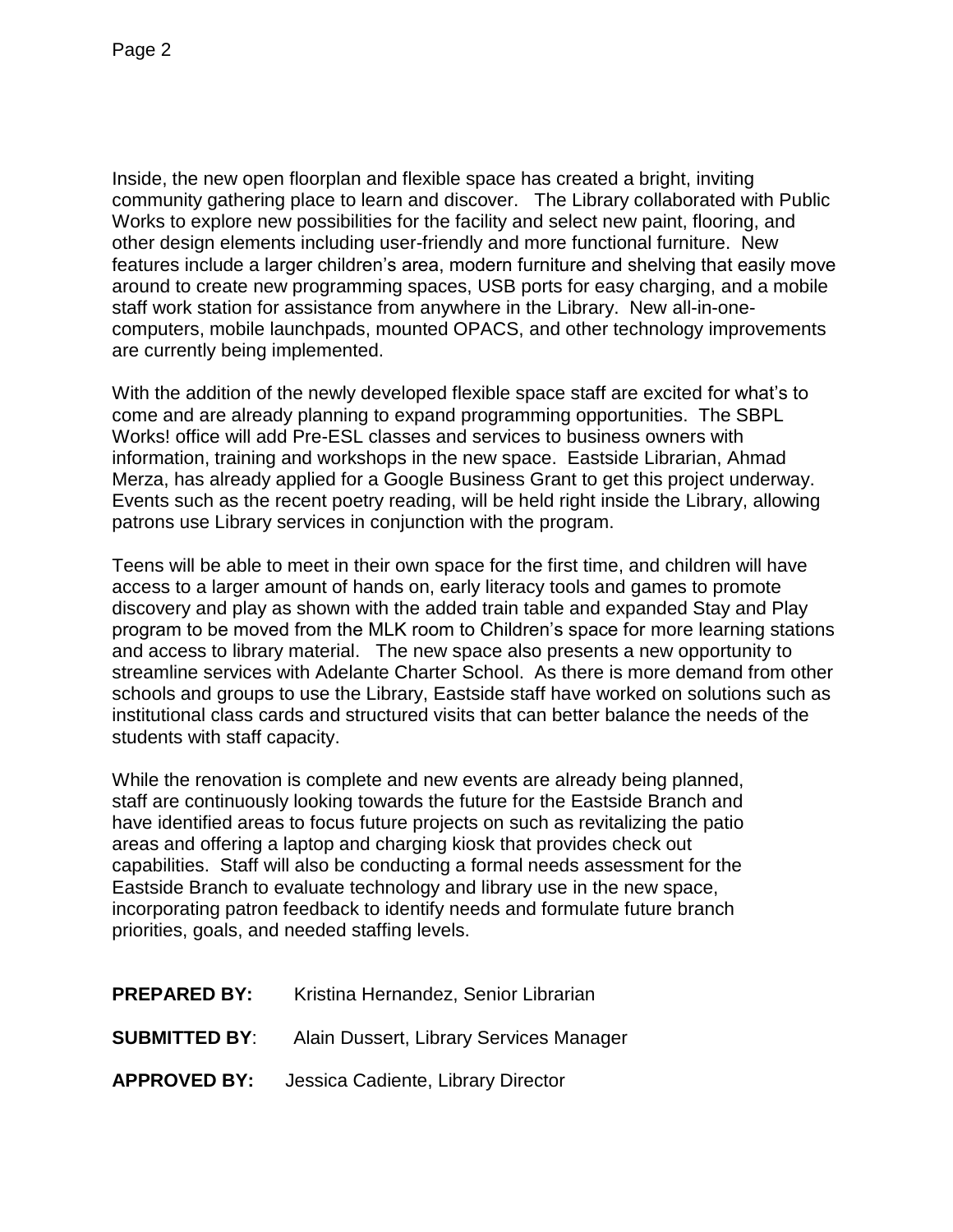Inside, the new open floorplan and flexible space has created a bright, inviting community gathering place to learn and discover. The Library collaborated with Public Works to explore new possibilities for the facility and select new paint, flooring, and other design elements including user-friendly and more functional furniture. New features include a larger children's area, modern furniture and shelving that easily move around to create new programming spaces, USB ports for easy charging, and a mobile staff work station for assistance from anywhere in the Library. New all-in-one-computers, mobile launchpads, mounted OPACS, and other technology improvements are currently being implemented.

With the addition of the newly developed flexible space staff are excited for what's to come and are already planning to expand programming opportunities. The SBPL Works! office will add Pre-ESL classes and services to business owners with information, training and workshops in the new space. Eastside Librarian, Ahmad Merza, has already applied for a Google Business Grant to get this project underway. Events such as the recent poetry reading, will be held right inside the Library, allowing patrons use Library services in conjunction with the program.

Teens will be able to meet in their own space for the first time, and children will have access to a larger amount of hands on, early literacy tools and games to promote discovery and play as shown with the added train table and expanded Stay and Play program to be moved from the MLK room to Children's space for more learning stations and access to library material. The new space also presents a new opportunity to streamline services with Adelante Charter School. As there is more demand from other schools and groups to use the Library, Eastside staff have worked on solutions such as institutional class cards and structured visits that can better balance the needs of the students with staff capacity.

While the renovation is complete and new events are already being planned, staff are continuously looking towards the future for the Eastside Branch and have identified areas to focus future projects on such as revitalizing the patio areas and offering a laptop and charging kiosk that provides check out capabilities. Staff will also be conducting a formal needs assessment for the Eastside Branch to evaluate technology and library use in the new space, incorporating patron feedback to identify needs and formulate future branch priorities, goals, and needed staffing levels.

**PREPARED BY:** Kristina Hernandez, Senior Librarian

**SUBMITTED BY**: Alain Dussert, Library Services Manager

**APPROVED BY:** Jessica Cadiente, Library Director